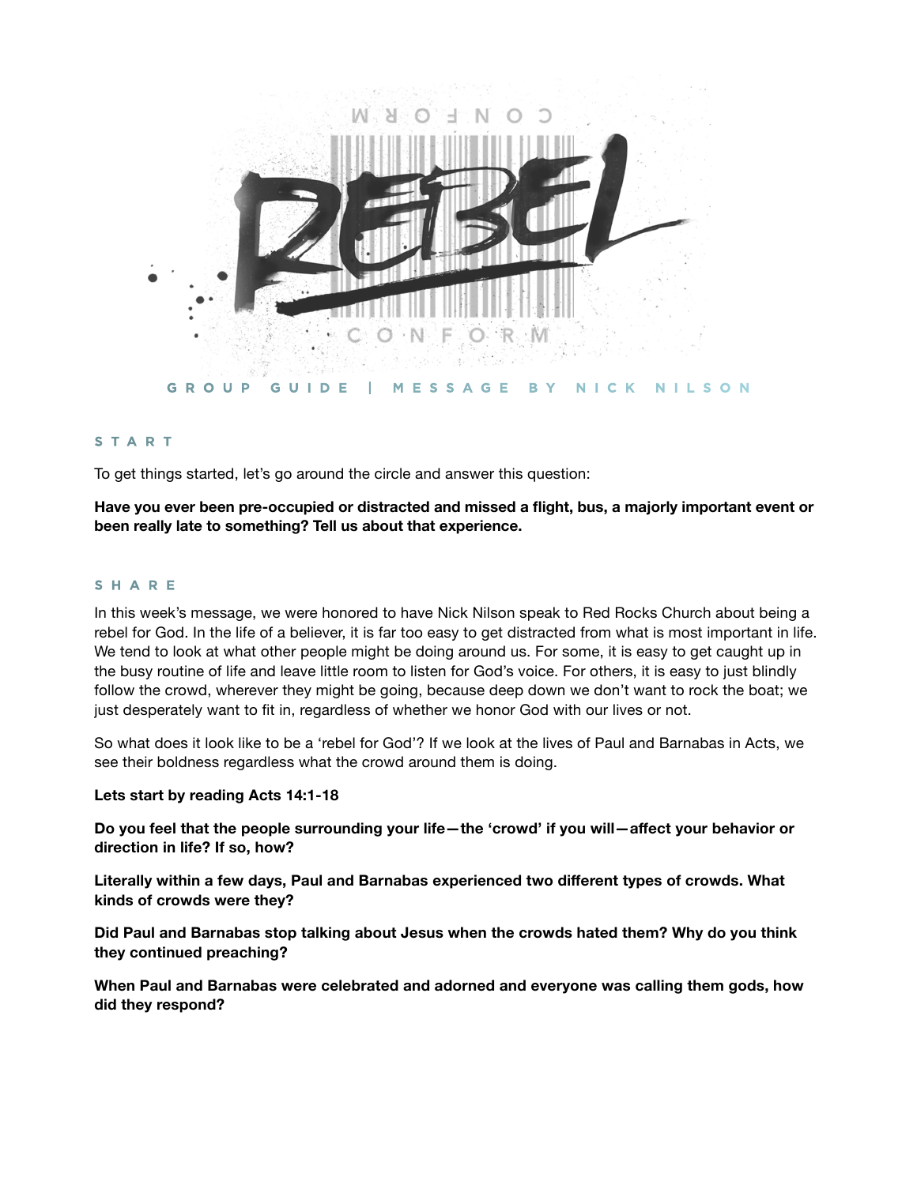# REBEL

CONFORM

GROUP GUIDE | MESSAGE BY NICK NILSON

## START

To get things started, let's go around the circle and answer this question:

**Have you ever been pre-occupied or distracted and missed a flight, bus, a majorly important event or been really late to something? Tell us about that experience.**

## SHARE

In this week's message, we were honored to have Nick Nilson speak to Red Rocks Church about being a rebel for God. In the life of a believer, it is far too easy to get distracted from what is most important in life. We tend to look at what other people might be doing around us. For some, it is easy to get caught up in the busy routine of life and leave little room to listen for God's voice. For others, it is easy to just blindly follow the crowd, wherever they might be going, because deep down we don't want to rock the boat; we just desperately want to fit in, regardless of whether we honor God with our lives or not.

So what does it look like to be a 'rebel for God'? If we look at the lives of Paul and Barnabas in Acts, we see their boldness regardless what the crowd around them is doing.

**Lets start by reading Acts 14:1-18**

**Do you feel that the people surrounding your life—the 'crowd' if you will—affect your behavior or direction in life? If so, how?**

**Literally within a few days, Paul and Barnabas experienced two different types of crowds. What kinds of crowds were they?**

**Did Paul and Barnabas stop talking about Jesus when the crowds hated them? Why do you think they continued preaching?**

**When Paul and Barnabas were celebrated and adorned and everyone was calling them gods, how did they respond?**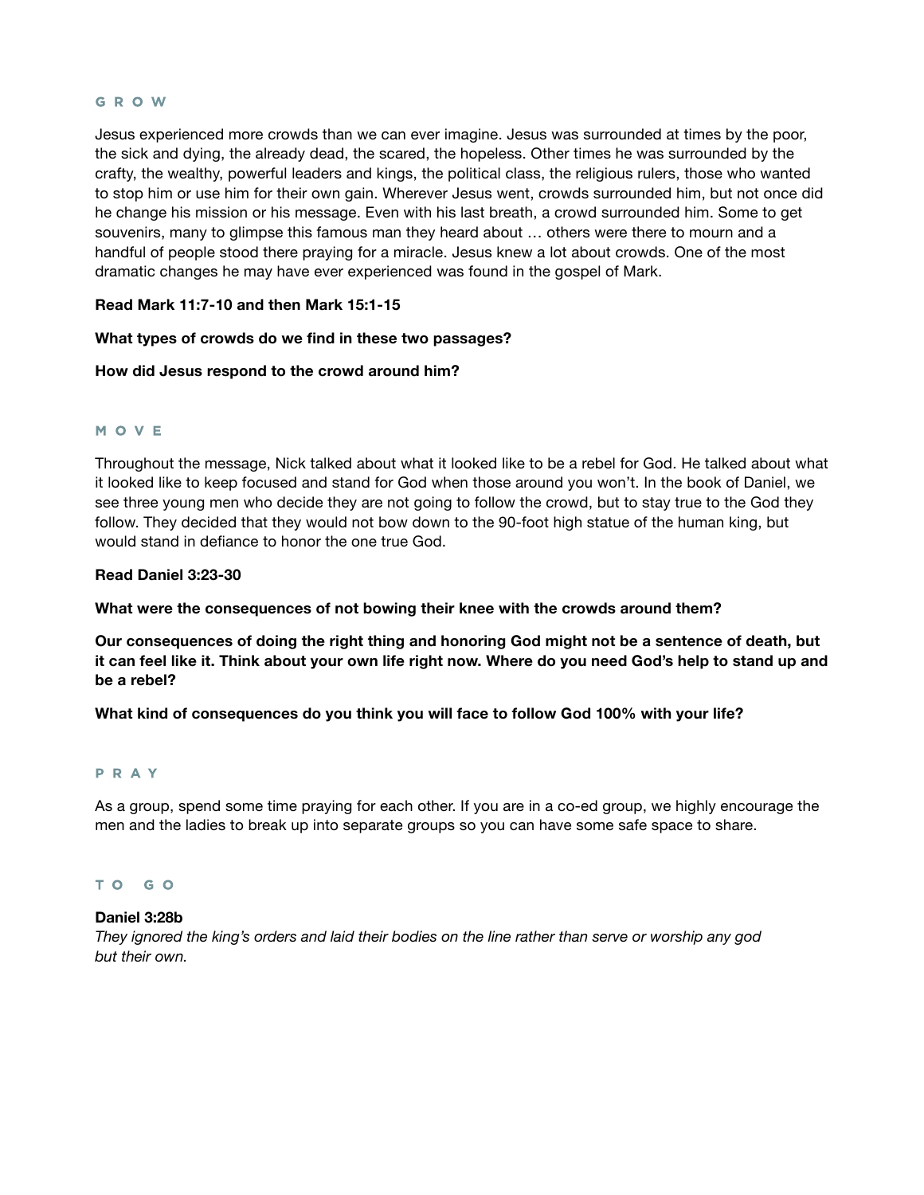## GROW

Jesus experienced more crowds than we can ever imagine. Jesus was surrounded at times by the poor, the sick and dying, the already dead, the scared, the hopeless. Other times he was surrounded by the crafty, the wealthy, powerful leaders and kings, the political class, the religious rulers, those who wanted to stop him or use him for their own gain. Wherever Jesus went, crowds surrounded him, but not once did he change his mission or his message. Even with his last breath, a crowd surrounded him. Some to get souvenirs, many to glimpse this famous man they heard about … others were there to mourn and a handful of people stood there praying for a miracle. Jesus knew a lot about crowds. One of the most dramatic changes he may have ever experienced was found in the gospel of Mark.

**Read Mark 11:7-10 and then Mark 15:1-15**

**What types of crowds do we find in these two passages?**

**How did Jesus respond to the crowd around him?**

## MOVE

Throughout the message, Nick talked about what it looked like to be a rebel for God. He talked about what it looked like to keep focused and stand for God when those around you won't. In the book of Daniel, we see three young men who decide they are not going to follow the crowd, but to stay true to the God they follow. They decided that they would not bow down to the 90-foot high statue of the human king, but would stand in defiance to honor the one true God.

**Read Daniel 3:23-30**

**What were the consequences of not bowing their knee with the crowds around them?**

**Our consequences of doing the right thing and honoring God might not be a sentence of death, but it can feel like it. Think about your own life right now. Where do you need God's help to stand up and be a rebel?**

**What kind of consequences do you think you will face to follow God 100% with your life?**

## PRAY

As a group, spend some time praying for each other. If you are in a co-ed group, we highly encourage the men and the ladies to break up into separate groups so you can have some safe space to share.

## TO GO

**Daniel 3:28b**
*They ignored the king's orders and laid their bodies on the line rather than serve or worship any god but their own.*